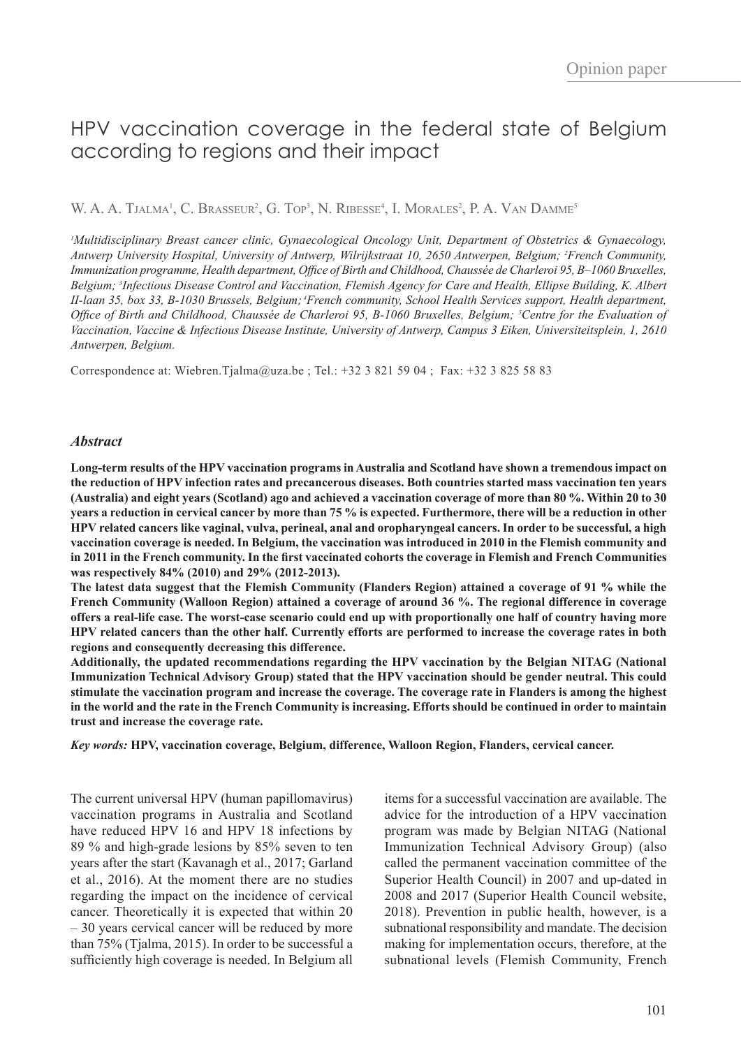Opinion paper

# HPV vaccination coverage in the federal state of Belgium according to regions and their impact

W. A. A. Tjalma[1], C. Brasseur[2], G. Top[3], N. Ribesse[4], I. Morales[2], P. A. Van Damme[5]

*[1]Multidisciplinary Breast cancer clinic, Gynaecological Oncology Unit, Department of Obstetrics & Gynaecology, Antwerp University Hospital, University of Antwerp, Wilrijkstraat 10, 2650 Antwerpen, Belgium; [2]French Community, Immunization programme, Health department, Office of Birth and Childhood, Chaussée de Charleroi 95, B–1060 Bruxelles, Belgium; [3]Infectious Disease Control and Vaccination, Flemish Agency for Care and Health, Ellipse Building, K. Albert II-laan 35, box 33, B-1030 Brussels, Belgium; [4]French community, School Health Services support, Health department, Office of Birth and Childhood, Chaussée de Charleroi 95, B-1060 Bruxelles, Belgium; [5]Centre for the Evaluation of Vaccination, Vaccine & Infectious Disease Institute, University of Antwerp, Campus 3 Eiken, Universiteitsplein, 1, 2610 Antwerpen, Belgium.*

Correspondence at: Wiebren.Tjalma@uza.be ; Tel.: +32 3 821 59 04 ; Fax: +32 3 825 58 83

## *Abstract*

**Long-term results of the HPV vaccination programs in Australia and Scotland have shown a tremendous impact on the reduction of HPV infection rates and precancerous diseases. Both countries started mass vaccination ten years (Australia) and eight years (Scotland) ago and achieved a vaccination coverage of more than 80 %. Within 20 to 30 years a reduction in cervical cancer by more than 75 % is expected. Furthermore, there will be a reduction in other HPV related cancers like vaginal, vulva, perineal, anal and oropharyngeal cancers. In order to be successful, a high vaccination coverage is needed. In Belgium, the vaccination was introduced in 2010 in the Flemish community and in 2011 in the French community. In the first vaccinated cohorts the coverage in Flemish and French Communities was respectively 84% (2010) and 29% (2012-2013).**

**The latest data suggest that the Flemish Community (Flanders Region) attained a coverage of 91 % while the French Community (Walloon Region) attained a coverage of around 36 %. The regional difference in coverage offers a real-life case. The worst-case scenario could end up with proportionally one half of country having more HPV related cancers than the other half. Currently efforts are performed to increase the coverage rates in both regions and consequently decreasing this difference.**

**Additionally, the updated recommendations regarding the HPV vaccination by the Belgian NITAG (National Immunization Technical Advisory Group) stated that the HPV vaccination should be gender neutral. This could stimulate the vaccination program and increase the coverage. The coverage rate in Flanders is among the highest in the world and the rate in the French Community is increasing. Efforts should be continued in order to maintain trust and increase the coverage rate.**

***Key words:*** **HPV, vaccination coverage, Belgium, difference, Walloon Region, Flanders, cervical cancer.**

The current universal HPV (human papillomavirus) vaccination programs in Australia and Scotland have reduced HPV 16 and HPV 18 infections by 89 % and high-grade lesions by 85% seven to ten years after the start (Kavanagh et al., 2017; Garland et al., 2016). At the moment there are no studies regarding the impact on the incidence of cervical cancer. Theoretically it is expected that within 20 – 30 years cervical cancer will be reduced by more than 75% (Tjalma, 2015). In order to be successful a sufficiently high coverage is needed. In Belgium all items for a successful vaccination are available. The advice for the introduction of a HPV vaccination program was made by Belgian NITAG (National Immunization Technical Advisory Group) (also called the permanent vaccination committee of the Superior Health Council) in 2007 and up-dated in 2008 and 2017 (Superior Health Council website, 2018). Prevention in public health, however, is a subnational responsibility and mandate. The decision making for implementation occurs, therefore, at the subnational levels (Flemish Community, French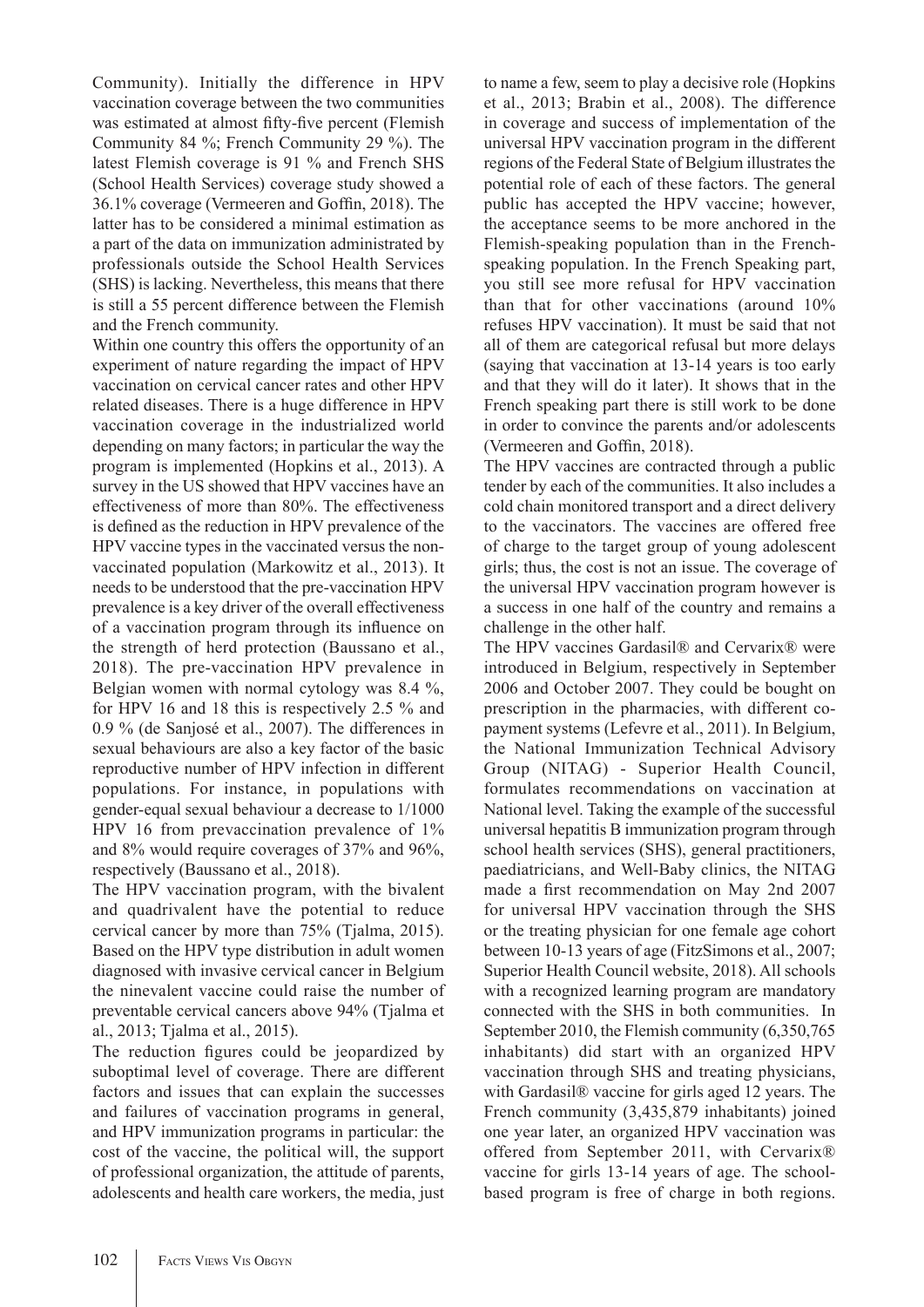Community). Initially the difference in HPV vaccination coverage between the two communities was estimated at almost fifty-five percent (Flemish Community 84 %; French Community 29 %). The latest Flemish coverage is 91 % and French SHS (School Health Services) coverage study showed a 36.1% coverage (Vermeeren and Goffin, 2018). The latter has to be considered a minimal estimation as a part of the data on immunization administrated by professionals outside the School Health Services (SHS) is lacking. Nevertheless, this means that there is still a 55 percent difference between the Flemish and the French community.

Within one country this offers the opportunity of an experiment of nature regarding the impact of HPV vaccination on cervical cancer rates and other HPV related diseases. There is a huge difference in HPV vaccination coverage in the industrialized world depending on many factors; in particular the way the program is implemented (Hopkins et al., 2013). A survey in the US showed that HPV vaccines have an effectiveness of more than 80%. The effectiveness is defined as the reduction in HPV prevalence of the HPV vaccine types in the vaccinated versus the non-vaccinated population (Markowitz et al., 2013). It needs to be understood that the pre-vaccination HPV prevalence is a key driver of the overall effectiveness of a vaccination program through its influence on the strength of herd protection (Baussano et al., 2018). The pre-vaccination HPV prevalence in Belgian women with normal cytology was 8.4 %, for HPV 16 and 18 this is respectively 2.5 % and 0.9 % (de Sanjosé et al., 2007). The differences in sexual behaviours are also a key factor of the basic reproductive number of HPV infection in different populations. For instance, in populations with gender-equal sexual behaviour a decrease to 1/1000 HPV 16 from prevaccination prevalence of 1% and 8% would require coverages of 37% and 96%, respectively (Baussano et al., 2018).

The HPV vaccination program, with the bivalent and quadrivalent have the potential to reduce cervical cancer by more than 75% (Tjalma, 2015). Based on the HPV type distribution in adult women diagnosed with invasive cervical cancer in Belgium the ninevalent vaccine could raise the number of preventable cervical cancers above 94% (Tjalma et al., 2013; Tjalma et al., 2015).

The reduction figures could be jeopardized by suboptimal level of coverage. There are different factors and issues that can explain the successes and failures of vaccination programs in general, and HPV immunization programs in particular: the cost of the vaccine, the political will, the support of professional organization, the attitude of parents, adolescents and health care workers, the media, just to name a few, seem to play a decisive role (Hopkins et al., 2013; Brabin et al., 2008). The difference in coverage and success of implementation of the universal HPV vaccination program in the different regions of the Federal State of Belgium illustrates the potential role of each of these factors. The general public has accepted the HPV vaccine; however, the acceptance seems to be more anchored in the Flemish-speaking population than in the French-speaking population. In the French Speaking part, you still see more refusal for HPV vaccination than that for other vaccinations (around 10% refuses HPV vaccination). It must be said that not all of them are categorical refusal but more delays (saying that vaccination at 13-14 years is too early and that they will do it later). It shows that in the French speaking part there is still work to be done in order to convince the parents and/or adolescents (Vermeeren and Goffin, 2018).

The HPV vaccines are contracted through a public tender by each of the communities. It also includes a cold chain monitored transport and a direct delivery to the vaccinators. The vaccines are offered free of charge to the target group of young adolescent girls; thus, the cost is not an issue. The coverage of the universal HPV vaccination program however is a success in one half of the country and remains a challenge in the other half.

The HPV vaccines Gardasil® and Cervarix® were introduced in Belgium, respectively in September 2006 and October 2007. They could be bought on prescription in the pharmacies, with different co-payment systems (Lefevre et al., 2011). In Belgium, the National Immunization Technical Advisory Group (NITAG) - Superior Health Council, formulates recommendations on vaccination at National level. Taking the example of the successful universal hepatitis B immunization program through school health services (SHS), general practitioners, paediatricians, and Well-Baby clinics, the NITAG made a first recommendation on May 2nd 2007 for universal HPV vaccination through the SHS or the treating physician for one female age cohort between 10-13 years of age (FitzSimons et al., 2007; Superior Health Council website, 2018). All schools with a recognized learning program are mandatory connected with the SHS in both communities. In September 2010, the Flemish community (6,350,765 inhabitants) did start with an organized HPV vaccination through SHS and treating physicians, with Gardasil® vaccine for girls aged 12 years. The French community (3,435,879 inhabitants) joined one year later, an organized HPV vaccination was offered from September 2011, with Cervarix® vaccine for girls 13-14 years of age. The school-based program is free of charge in both regions.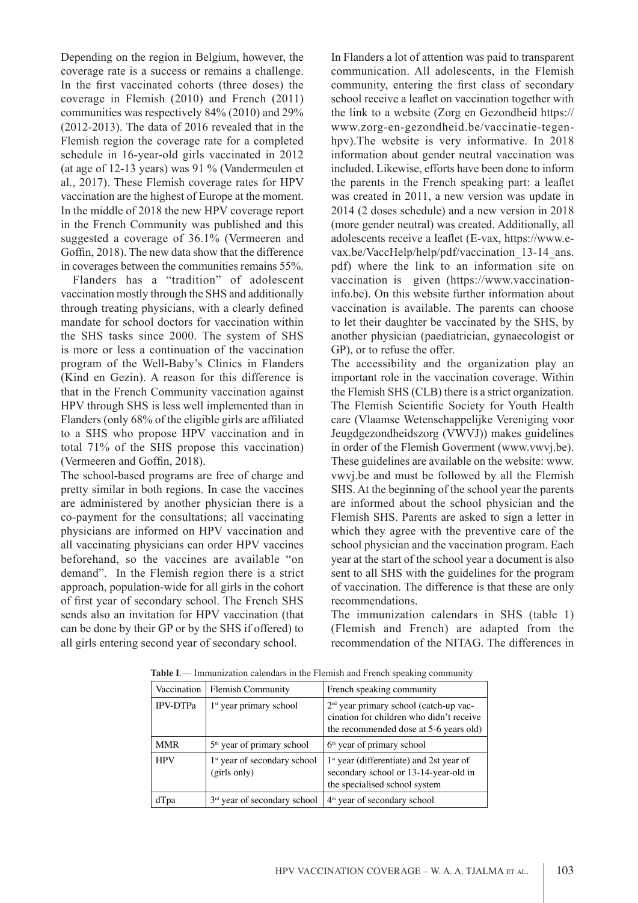Depending on the region in Belgium, however, the coverage rate is a success or remains a challenge. In the first vaccinated cohorts (three doses) the coverage in Flemish (2010) and French (2011) communities was respectively 84% (2010) and 29% (2012-2013). The data of 2016 revealed that in the Flemish region the coverage rate for a completed schedule in 16-year-old girls vaccinated in 2012 (at age of 12-13 years) was 91 % (Vandermeulen et al., 2017). These Flemish coverage rates for HPV vaccination are the highest of Europe at the moment. In the middle of 2018 the new HPV coverage report in the French Community was published and this suggested a coverage of 36.1% (Vermeeren and Goffin, 2018). The new data show that the difference in coverages between the communities remains 55%.

Flanders has a "tradition" of adolescent vaccination mostly through the SHS and additionally through treating physicians, with a clearly defined mandate for school doctors for vaccination within the SHS tasks since 2000. The system of SHS is more or less a continuation of the vaccination program of the Well-Baby's Clinics in Flanders (Kind en Gezin). A reason for this difference is that in the French Community vaccination against HPV through SHS is less well implemented than in Flanders (only 68% of the eligible girls are affiliated to a SHS who propose HPV vaccination and in total 71% of the SHS propose this vaccination) (Vermeeren and Goffin, 2018).

The school-based programs are free of charge and pretty similar in both regions. In case the vaccines are administered by another physician there is a co-payment for the consultations; all vaccinating physicians are informed on HPV vaccination and all vaccinating physicians can order HPV vaccines beforehand, so the vaccines are available "on demand". In the Flemish region there is a strict approach, population-wide for all girls in the cohort of first year of secondary school. The French SHS sends also an invitation for HPV vaccination (that can be done by their GP or by the SHS if offered) to all girls entering second year of secondary school.

In Flanders a lot of attention was paid to transparent communication. All adolescents, in the Flemish community, entering the first class of secondary school receive a leaflet on vaccination together with the link to a website (Zorg en Gezondheid https://www.zorg-en-gezondheid.be/vaccinatie-tegen-hpv).The website is very informative. In 2018 information about gender neutral vaccination was included. Likewise, efforts have been done to inform the parents in the French speaking part: a leaflet was created in 2011, a new version was update in 2014 (2 doses schedule) and a new version in 2018 (more gender neutral) was created. Additionally, all adolescents receive a leaflet (E-vax, https://www.e-vax.be/VaccHelp/help/pdf/vaccination_13-14_ans.pdf) where the link to an information site on vaccination is given (https://www.vaccination-info.be). On this website further information about vaccination is available. The parents can choose to let their daughter be vaccinated by the SHS, by another physician (paediatrician, gynaecologist or GP), or to refuse the offer.

The accessibility and the organization play an important role in the vaccination coverage. Within the Flemish SHS (CLB) there is a strict organization. The Flemish Scientific Society for Youth Health care (Vlaamse Wetenschappelijke Vereniging voor Jeugdgezondheidszorg (VWVJ)) makes guidelines in order of the Flemish Goverment (www.vwvj.be). These guidelines are available on the website: www.vwvj.be and must be followed by all the Flemish SHS. At the beginning of the school year the parents are informed about the school physician and the Flemish SHS. Parents are asked to sign a letter in which they agree with the preventive care of the school physician and the vaccination program. Each year at the start of the school year a document is also sent to all SHS with the guidelines for the program of vaccination. The difference is that these are only recommendations.

The immunization calendars in SHS (table 1) (Flemish and French) are adapted from the recommendation of the NITAG. The differences in

**Table I**.— Immunization calendars in the Flemish and French speaking community

| Vaccination | Flemish Community | French speaking community |
|---|---|---|
| IPV-DTPa | 1st year primary school | 2nd year primary school (catch-up vaccination for children who didn't receive the recommended dose at 5-6 years old) |
| MMR | 5th year of primary school | 6th year of primary school |
| HPV | 1st year of secondary school (girls only) | 1st year (differentiate) and 2st year of secondary school or 13-14-year-old in the specialised school system |
| dTpa | 3rd year of secondary school | 4th year of secondary school |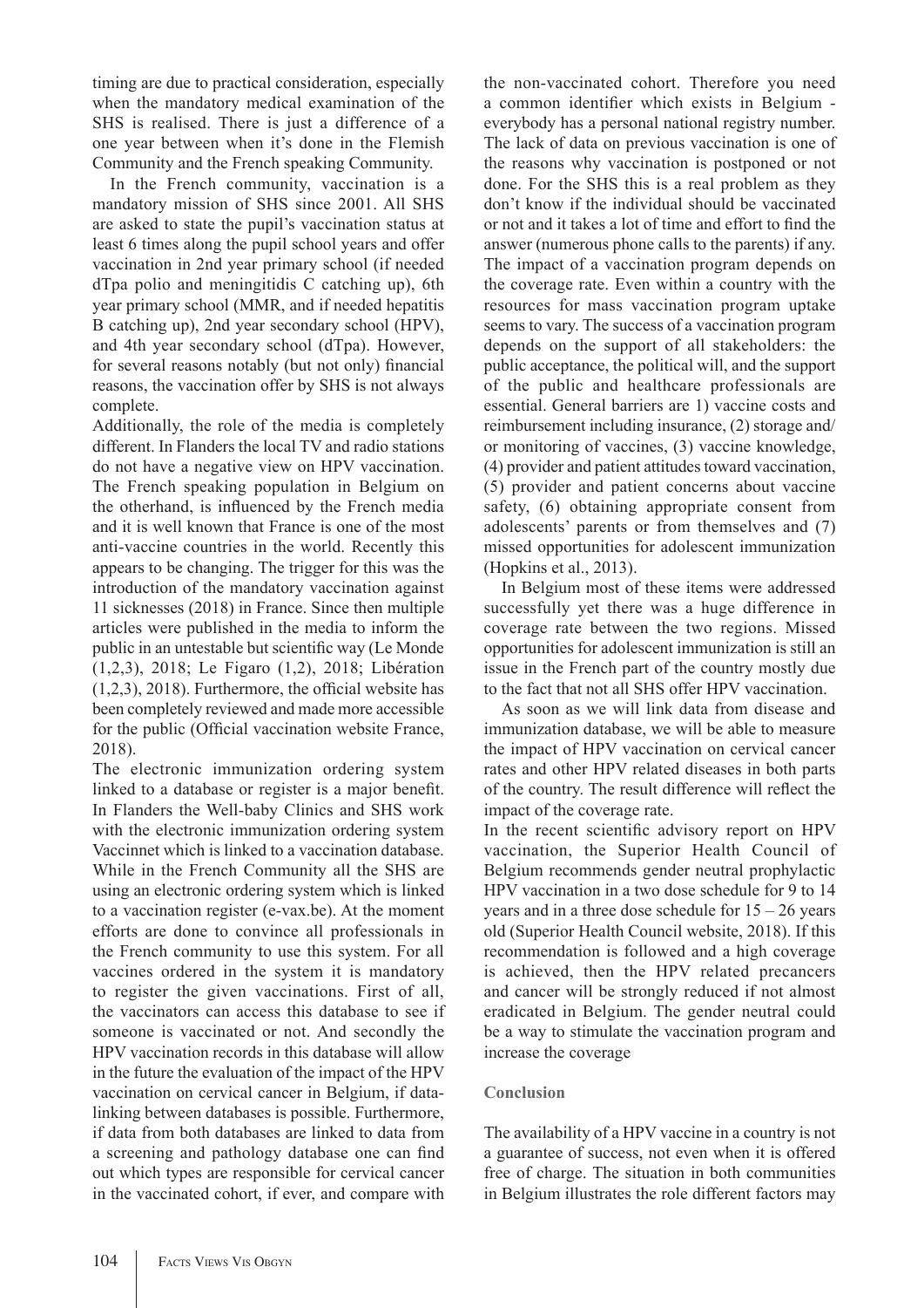timing are due to practical consideration, especially when the mandatory medical examination of the SHS is realised. There is just a difference of a one year between when it's done in the Flemish Community and the French speaking Community.

In the French community, vaccination is a mandatory mission of SHS since 2001. All SHS are asked to state the pupil's vaccination status at least 6 times along the pupil school years and offer vaccination in 2nd year primary school (if needed dTpa polio and meningitidis C catching up), 6th year primary school (MMR, and if needed hepatitis B catching up), 2nd year secondary school (HPV), and 4th year secondary school (dTpa). However, for several reasons notably (but not only) financial reasons, the vaccination offer by SHS is not always complete.

Additionally, the role of the media is completely different. In Flanders the local TV and radio stations do not have a negative view on HPV vaccination. The French speaking population in Belgium on the otherhand, is influenced by the French media and it is well known that France is one of the most anti-vaccine countries in the world. Recently this appears to be changing. The trigger for this was the introduction of the mandatory vaccination against 11 sicknesses (2018) in France. Since then multiple articles were published in the media to inform the public in an untestable but scientific way (Le Monde (1,2,3), 2018; Le Figaro (1,2), 2018; Libération (1,2,3), 2018). Furthermore, the official website has been completely reviewed and made more accessible for the public (Official vaccination website France, 2018).

The electronic immunization ordering system linked to a database or register is a major benefit. In Flanders the Well-baby Clinics and SHS work with the electronic immunization ordering system Vaccinnet which is linked to a vaccination database. While in the French Community all the SHS are using an electronic ordering system which is linked to a vaccination register (e-vax.be). At the moment efforts are done to convince all professionals in the French community to use this system. For all vaccines ordered in the system it is mandatory to register the given vaccinations. First of all, the vaccinators can access this database to see if someone is vaccinated or not. And secondly the HPV vaccination records in this database will allow in the future the evaluation of the impact of the HPV vaccination on cervical cancer in Belgium, if data-linking between databases is possible. Furthermore, if data from both databases are linked to data from a screening and pathology database one can find out which types are responsible for cervical cancer in the vaccinated cohort, if ever, and compare with the non-vaccinated cohort. Therefore you need a common identifier which exists in Belgium - everybody has a personal national registry number. The lack of data on previous vaccination is one of the reasons why vaccination is postponed or not done. For the SHS this is a real problem as they don't know if the individual should be vaccinated or not and it takes a lot of time and effort to find the answer (numerous phone calls to the parents) if any. The impact of a vaccination program depends on the coverage rate. Even within a country with the resources for mass vaccination program uptake seems to vary. The success of a vaccination program depends on the support of all stakeholders: the public acceptance, the political will, and the support of the public and healthcare professionals are essential. General barriers are 1) vaccine costs and reimbursement including insurance, (2) storage and/ or monitoring of vaccines, (3) vaccine knowledge, (4) provider and patient attitudes toward vaccination, (5) provider and patient concerns about vaccine safety, (6) obtaining appropriate consent from adolescents' parents or from themselves and (7) missed opportunities for adolescent immunization (Hopkins et al., 2013).

In Belgium most of these items were addressed successfully yet there was a huge difference in coverage rate between the two regions. Missed opportunities for adolescent immunization is still an issue in the French part of the country mostly due to the fact that not all SHS offer HPV vaccination.

As soon as we will link data from disease and immunization database, we will be able to measure the impact of HPV vaccination on cervical cancer rates and other HPV related diseases in both parts of the country. The result difference will reflect the impact of the coverage rate.

In the recent scientific advisory report on HPV vaccination, the Superior Health Council of Belgium recommends gender neutral prophylactic HPV vaccination in a two dose schedule for 9 to 14 years and in a three dose schedule for 15 – 26 years old (Superior Health Council website, 2018). If this recommendation is followed and a high coverage is achieved, then the HPV related precancers and cancer will be strongly reduced if not almost eradicated in Belgium. The gender neutral could be a way to stimulate the vaccination program and increase the coverage

## Conclusion

The availability of a HPV vaccine in a country is not a guarantee of success, not even when it is offered free of charge. The situation in both communities in Belgium illustrates the role different factors may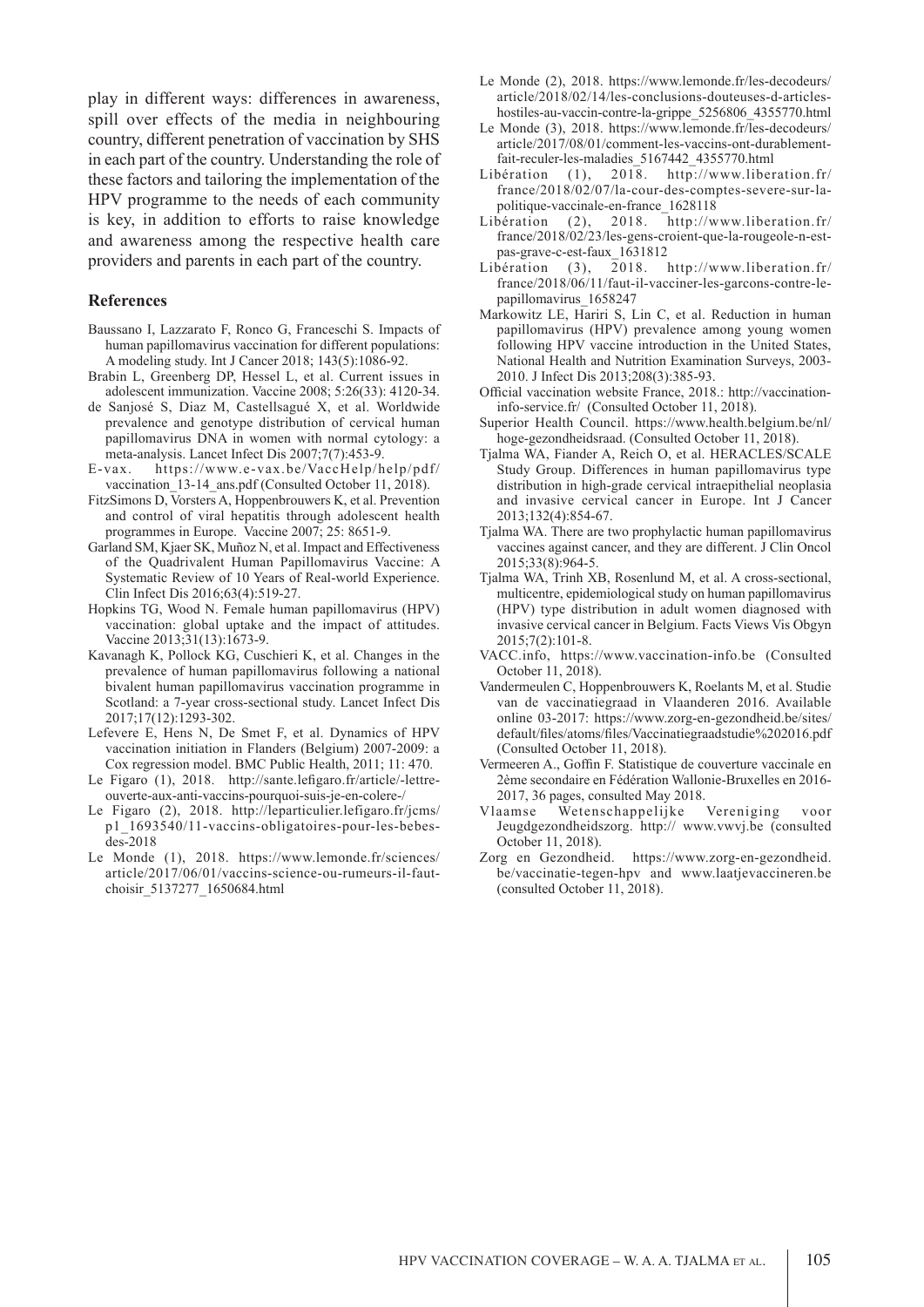play in different ways: differences in awareness, spill over effects of the media in neighbouring country, different penetration of vaccination by SHS in each part of the country. Understanding the role of these factors and tailoring the implementation of the HPV programme to the needs of each community is key, in addition to efforts to raise knowledge and awareness among the respective health care providers and parents in each part of the country.

## References

Baussano I, Lazzarato F, Ronco G, Franceschi S. Impacts of human papillomavirus vaccination for different populations: A modeling study. Int J Cancer 2018; 143(5):1086-92.

Brabin L, Greenberg DP, Hessel L, et al. Current issues in adolescent immunization. Vaccine 2008; 5:26(33): 4120-34.

de Sanjosé S, Diaz M, Castellsagué X, et al. Worldwide prevalence and genotype distribution of cervical human papillomavirus DNA in women with normal cytology: a meta-analysis. Lancet Infect Dis 2007;7(7):453-9.

E-vax. https://www.e-vax.be/VaccHelp/help/pdf/vaccination_13-14_ans.pdf (Consulted October 11, 2018).

FitzSimons D, Vorsters A, Hoppenbrouwers K, et al. Prevention and control of viral hepatitis through adolescent health programmes in Europe. Vaccine 2007; 25: 8651-9.

Garland SM, Kjaer SK, Muñoz N, et al. Impact and Effectiveness of the Quadrivalent Human Papillomavirus Vaccine: A Systematic Review of 10 Years of Real-world Experience. Clin Infect Dis 2016;63(4):519-27.

Hopkins TG, Wood N. Female human papillomavirus (HPV) vaccination: global uptake and the impact of attitudes. Vaccine 2013;31(13):1673-9.

Kavanagh K, Pollock KG, Cuschieri K, et al. Changes in the prevalence of human papillomavirus following a national bivalent human papillomavirus vaccination programme in Scotland: a 7-year cross-sectional study. Lancet Infect Dis 2017;17(12):1293-302.

Lefevere E, Hens N, De Smet F, et al. Dynamics of HPV vaccination initiation in Flanders (Belgium) 2007-2009: a Cox regression model. BMC Public Health, 2011; 11: 470.

Le Figaro (1), 2018. http://sante.lefigaro.fr/article/-lettre-ouverte-aux-anti-vaccins-pourquoi-suis-je-en-colere-/

Le Figaro (2), 2018. http://leparticulier.lefigaro.fr/jcms/p1_1693540/11-vaccins-obligatoires-pour-les-bebes-des-2018

Le Monde (1), 2018. https://www.lemonde.fr/sciences/article/2017/06/01/vaccins-science-ou-rumeurs-il-faut-choisir_5137277_1650684.html

Le Monde (2), 2018. https://www.lemonde.fr/les-decodeurs/article/2018/02/14/les-conclusions-douteuses-d-articles-hostiles-au-vaccin-contre-la-grippe_5256806_4355770.html

Le Monde (3), 2018. https://www.lemonde.fr/les-decodeurs/article/2017/08/01/comment-les-vaccins-ont-durablement-fait-reculer-les-maladies_5167442_4355770.html

Libération (1), 2018. http://www.liberation.fr/france/2018/02/07/la-cour-des-comptes-severe-sur-la-politique-vaccinale-en-france_1628118

Libération (2), 2018. http://www.liberation.fr/france/2018/02/23/les-gens-croient-que-la-rougeole-n-est-pas-grave-c-est-faux_1631812

Libération (3), 2018. http://www.liberation.fr/france/2018/06/11/faut-il-vacciner-les-garcons-contre-le-papillomavirus_1658247

Markowitz LE, Hariri S, Lin C, et al. Reduction in human papillomavirus (HPV) prevalence among young women following HPV vaccine introduction in the United States, National Health and Nutrition Examination Surveys, 2003-2010. J Infect Dis 2013;208(3):385-93.

Official vaccination website France, 2018.: http://vaccination-info-service.fr/ (Consulted October 11, 2018).

Superior Health Council. https://www.health.belgium.be/nl/hoge-gezondheidsraad. (Consulted October 11, 2018).

Tjalma WA, Fiander A, Reich O, et al. HERACLES/SCALE Study Group. Differences in human papillomavirus type distribution in high-grade cervical intraepithelial neoplasia and invasive cervical cancer in Europe. Int J Cancer 2013;132(4):854-67.

Tjalma WA. There are two prophylactic human papillomavirus vaccines against cancer, and they are different. J Clin Oncol 2015;33(8):964-5.

Tjalma WA, Trinh XB, Rosenlund M, et al. A cross-sectional, multicentre, epidemiological study on human papillomavirus (HPV) type distribution in adult women diagnosed with invasive cervical cancer in Belgium. Facts Views Vis Obgyn 2015;7(2):101-8.

VACC.info, https://www.vaccination-info.be (Consulted October 11, 2018).

Vandermeulen C, Hoppenbrouwers K, Roelants M, et al. Studie van de vaccinatiegraad in Vlaanderen 2016. Available online 03-2017: https://www.zorg-en-gezondheid.be/sites/default/files/atoms/files/Vaccinatiegraadstudie%202016.pdf (Consulted October 11, 2018).

Vermeeren A., Goffin F. Statistique de couverture vaccinale en 2ème secondaire en Fédération Wallonie-Bruxelles en 2016-2017, 36 pages, consulted May 2018.

Vlaamse Wetenschappelijke Vereniging voor Jeugdgezondheidszorg. http:// www.vwvj.be (consulted October 11, 2018).

Zorg en Gezondheid. https://www.zorg-en-gezondheid.be/vaccinatie-tegen-hpv and www.laatjevaccineren.be (consulted October 11, 2018).